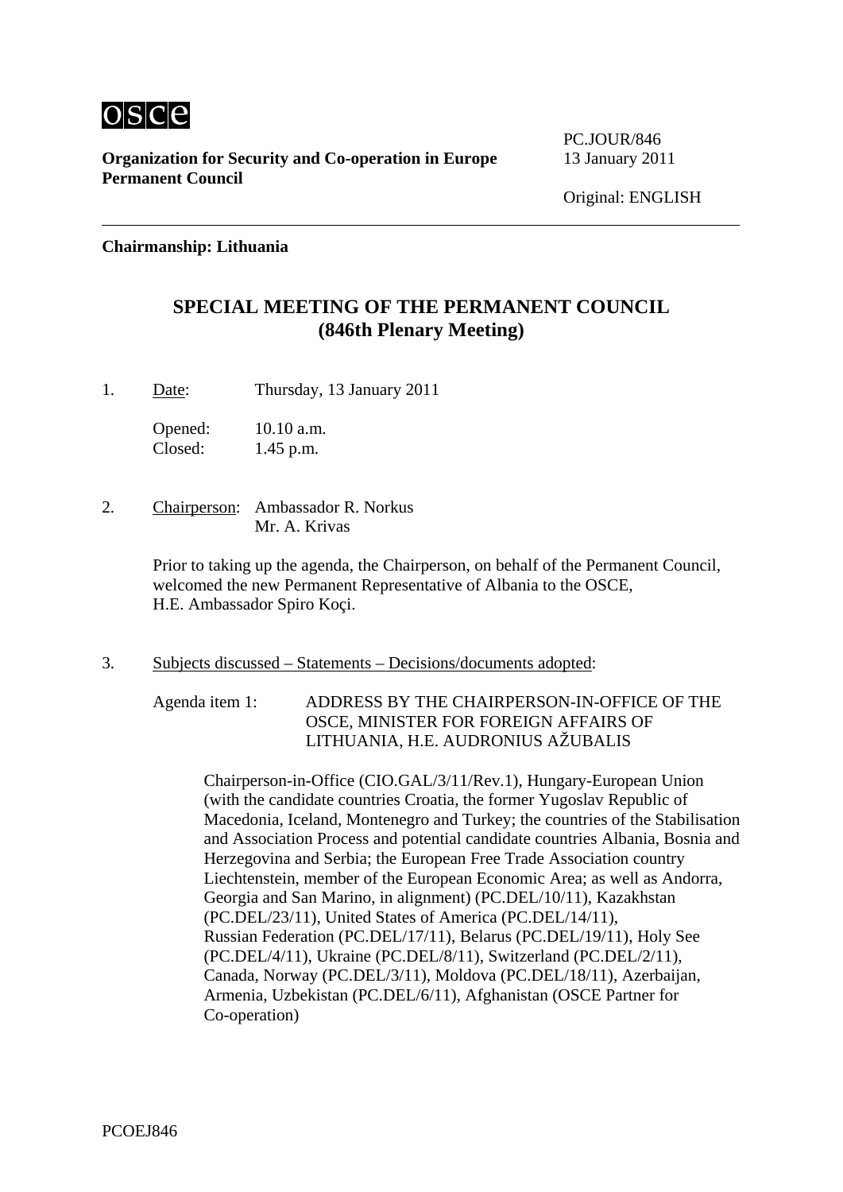osce

**Organization for Security and Co-operation in Europe**
**Permanent Council**

PC.JOUR/846
13 January 2011

Original: ENGLISH

**Chairmanship: Lithuania**

## SPECIAL MEETING OF THE PERMANENT COUNCIL (846th Plenary Meeting)

1. Date: Thursday, 13 January 2011

   Opened: 10.10 a.m.
   Closed: 1.45 p.m.

2. Chairperson: Ambassador R. Norkus
   Mr. A. Krivas

   Prior to taking up the agenda, the Chairperson, on behalf of the Permanent Council, welcomed the new Permanent Representative of Albania to the OSCE, H.E. Ambassador Spiro Koçi.

3. Subjects discussed – Statements – Decisions/documents adopted:

   Agenda item 1: ADDRESS BY THE CHAIRPERSON-IN-OFFICE OF THE OSCE, MINISTER FOR FOREIGN AFFAIRS OF LITHUANIA, H.E. AUDRONIUS AŽUBALIS

   Chairperson-in-Office (CIO.GAL/3/11/Rev.1), Hungary-European Union (with the candidate countries Croatia, the former Yugoslav Republic of Macedonia, Iceland, Montenegro and Turkey; the countries of the Stabilisation and Association Process and potential candidate countries Albania, Bosnia and Herzegovina and Serbia; the European Free Trade Association country Liechtenstein, member of the European Economic Area; as well as Andorra, Georgia and San Marino, in alignment) (PC.DEL/10/11), Kazakhstan (PC.DEL/23/11), United States of America (PC.DEL/14/11), Russian Federation (PC.DEL/17/11), Belarus (PC.DEL/19/11), Holy See (PC.DEL/4/11), Ukraine (PC.DEL/8/11), Switzerland (PC.DEL/2/11), Canada, Norway (PC.DEL/3/11), Moldova (PC.DEL/18/11), Azerbaijan, Armenia, Uzbekistan (PC.DEL/6/11), Afghanistan (OSCE Partner for Co-operation)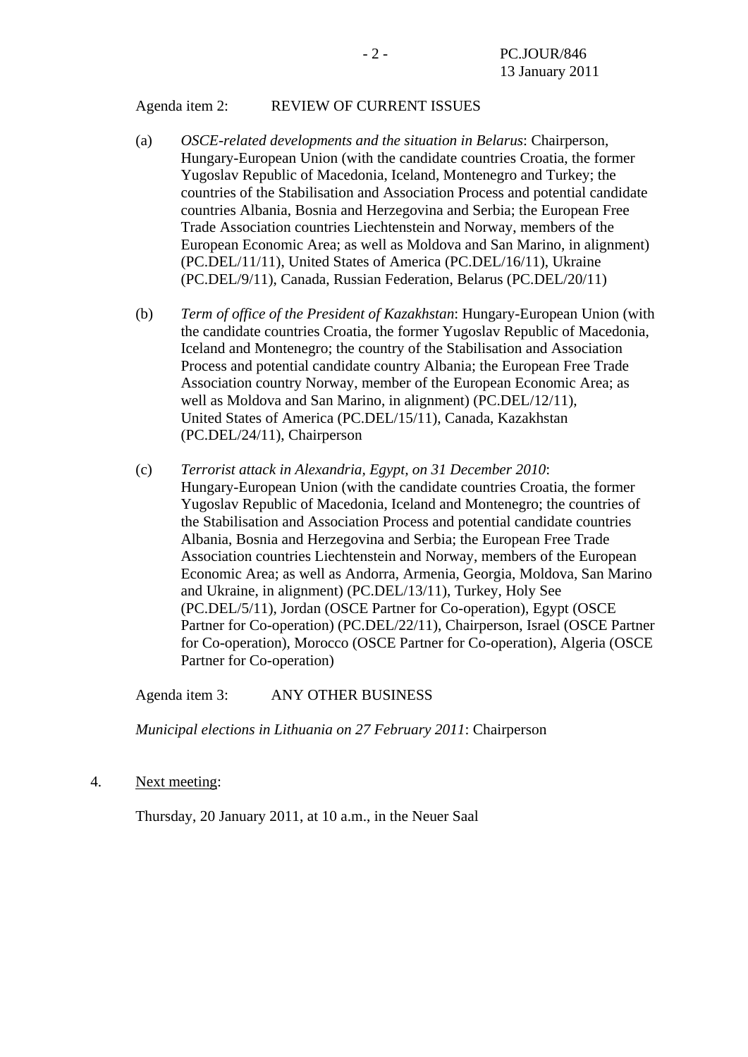Agenda item 2: REVIEW OF CURRENT ISSUES

(a) *OSCE-related developments and the situation in Belarus*: Chairperson, Hungary-European Union (with the candidate countries Croatia, the former Yugoslav Republic of Macedonia, Iceland, Montenegro and Turkey; the countries of the Stabilisation and Association Process and potential candidate countries Albania, Bosnia and Herzegovina and Serbia; the European Free Trade Association countries Liechtenstein and Norway, members of the European Economic Area; as well as Moldova and San Marino, in alignment) (PC.DEL/11/11), United States of America (PC.DEL/16/11), Ukraine (PC.DEL/9/11), Canada, Russian Federation, Belarus (PC.DEL/20/11)

(b) *Term of office of the President of Kazakhstan*: Hungary-European Union (with the candidate countries Croatia, the former Yugoslav Republic of Macedonia, Iceland and Montenegro; the country of the Stabilisation and Association Process and potential candidate country Albania; the European Free Trade Association country Norway, member of the European Economic Area; as well as Moldova and San Marino, in alignment) (PC.DEL/12/11), United States of America (PC.DEL/15/11), Canada, Kazakhstan (PC.DEL/24/11), Chairperson

(c) *Terrorist attack in Alexandria, Egypt, on 31 December 2010*: Hungary-European Union (with the candidate countries Croatia, the former Yugoslav Republic of Macedonia, Iceland and Montenegro; the countries of the Stabilisation and Association Process and potential candidate countries Albania, Bosnia and Herzegovina and Serbia; the European Free Trade Association countries Liechtenstein and Norway, members of the European Economic Area; as well as Andorra, Armenia, Georgia, Moldova, San Marino and Ukraine, in alignment) (PC.DEL/13/11), Turkey, Holy See (PC.DEL/5/11), Jordan (OSCE Partner for Co-operation), Egypt (OSCE Partner for Co-operation) (PC.DEL/22/11), Chairperson, Israel (OSCE Partner for Co-operation), Morocco (OSCE Partner for Co-operation), Algeria (OSCE Partner for Co-operation)

Agenda item 3: ANY OTHER BUSINESS

*Municipal elections in Lithuania on 27 February 2011*: Chairperson

4. Next meeting:

Thursday, 20 January 2011, at 10 a.m., in the Neuer Saal